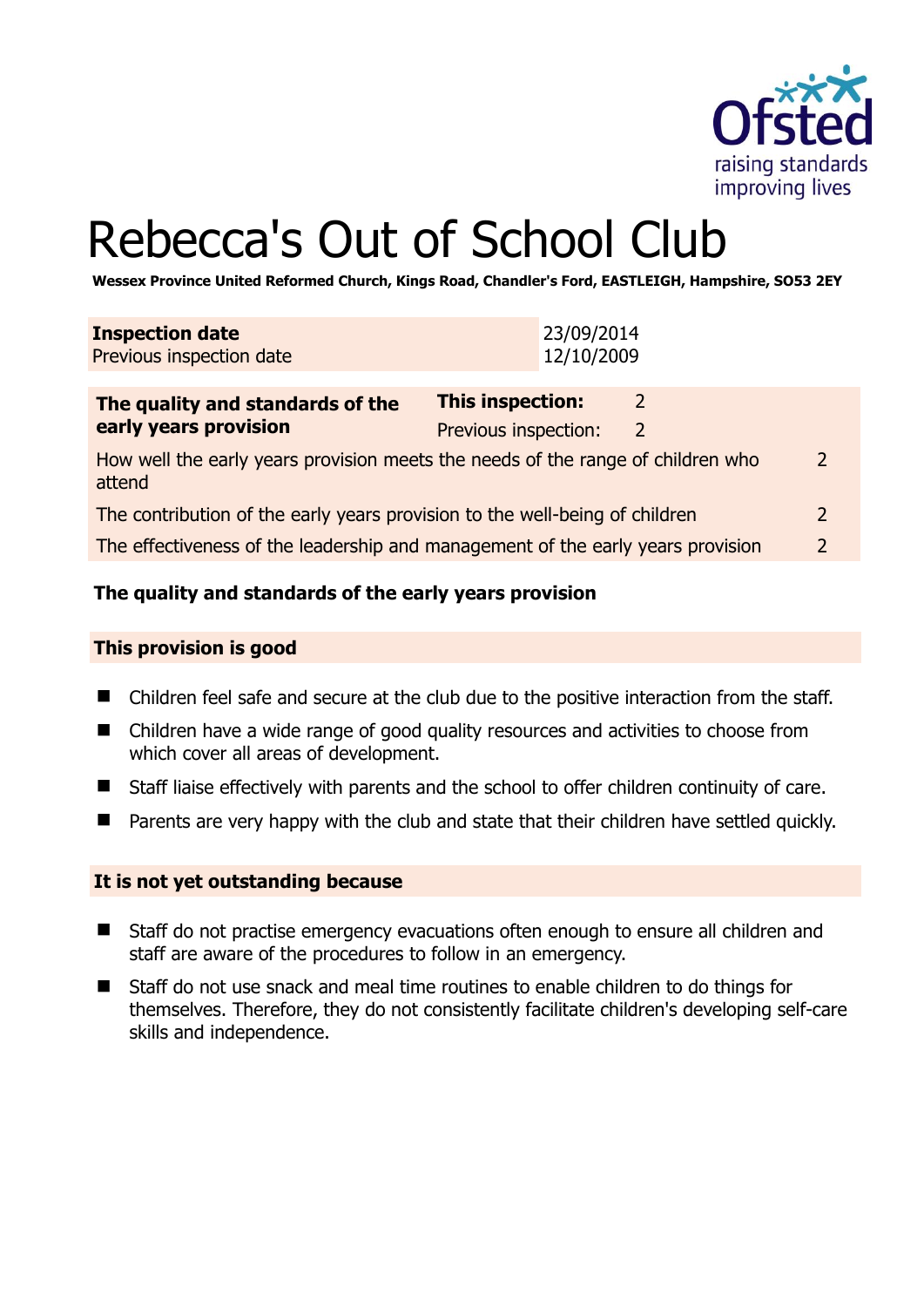Ofsted
raising standards
improving lives

# Rebecca's Out of School Club

**Wessex Province United Reformed Church, Kings Road, Chandler's Ford, EASTLEIGH, Hampshire, SO53 2EY**

| **Inspection date** | 23/09/2014 |
|---|---|
| Previous inspection date | 12/10/2009 |

| **The quality and standards of the early years provision** | **This inspection:** 2 |
|---|---|
| | Previous inspection: 2 |
| How well the early years provision meets the needs of the range of children who attend | 2 |
| The contribution of the early years provision to the well-being of children | 2 |
| The effectiveness of the leadership and management of the early years provision | 2 |

## The quality and standards of the early years provision

### This provision is good

- Children feel safe and secure at the club due to the positive interaction from the staff.
- Children have a wide range of good quality resources and activities to choose from which cover all areas of development.
- Staff liaise effectively with parents and the school to offer children continuity of care.
- Parents are very happy with the club and state that their children have settled quickly.

### It is not yet outstanding because

- Staff do not practise emergency evacuations often enough to ensure all children and staff are aware of the procedures to follow in an emergency.
- Staff do not use snack and meal time routines to enable children to do things for themselves. Therefore, they do not consistently facilitate children's developing self-care skills and independence.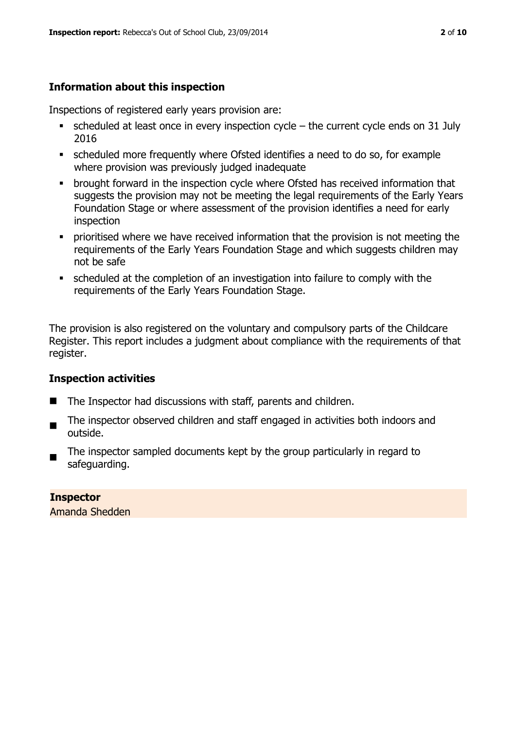### Information about this inspection

Inspections of registered early years provision are:

- scheduled at least once in every inspection cycle – the current cycle ends on 31 July 2016
- scheduled more frequently where Ofsted identifies a need to do so, for example where provision was previously judged inadequate
- brought forward in the inspection cycle where Ofsted has received information that suggests the provision may not be meeting the legal requirements of the Early Years Foundation Stage or where assessment of the provision identifies a need for early inspection
- prioritised where we have received information that the provision is not meeting the requirements of the Early Years Foundation Stage and which suggests children may not be safe
- scheduled at the completion of an investigation into failure to comply with the requirements of the Early Years Foundation Stage.

The provision is also registered on the voluntary and compulsory parts of the Childcare Register. This report includes a judgment about compliance with the requirements of that register.

### Inspection activities

- The Inspector had discussions with staff, parents and children.
- The inspector observed children and staff engaged in activities both indoors and outside.
- The inspector sampled documents kept by the group particularly in regard to safeguarding.

**Inspector**
Amanda Shedden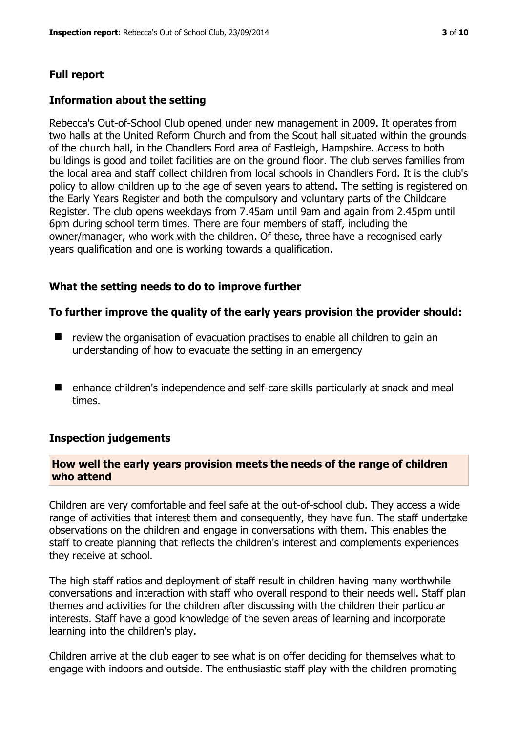## Full report

### Information about the setting

Rebecca's Out-of-School Club opened under new management in 2009. It operates from two halls at the United Reform Church and from the Scout hall situated within the grounds of the church hall, in the Chandlers Ford area of Eastleigh, Hampshire. Access to both buildings is good and toilet facilities are on the ground floor. The club serves families from the local area and staff collect children from local schools in Chandlers Ford. It is the club's policy to allow children up to the age of seven years to attend. The setting is registered on the Early Years Register and both the compulsory and voluntary parts of the Childcare Register. The club opens weekdays from 7.45am until 9am and again from 2.45pm until 6pm during school term times. There are four members of staff, including the owner/manager, who work with the children. Of these, three have a recognised early years qualification and one is working towards a qualification.

### What the setting needs to do to improve further

**To further improve the quality of the early years provision the provider should:**

- review the organisation of evacuation practises to enable all children to gain an understanding of how to evacuate the setting in an emergency
- enhance children's independence and self-care skills particularly at snack and meal times.

### Inspection judgements

#### How well the early years provision meets the needs of the range of children who attend

Children are very comfortable and feel safe at the out-of-school club. They access a wide range of activities that interest them and consequently, they have fun. The staff undertake observations on the children and engage in conversations with them. This enables the staff to create planning that reflects the children's interest and complements experiences they receive at school.

The high staff ratios and deployment of staff result in children having many worthwhile conversations and interaction with staff who overall respond to their needs well. Staff plan themes and activities for the children after discussing with the children their particular interests. Staff have a good knowledge of the seven areas of learning and incorporate learning into the children's play.

Children arrive at the club eager to see what is on offer deciding for themselves what to engage with indoors and outside. The enthusiastic staff play with the children promoting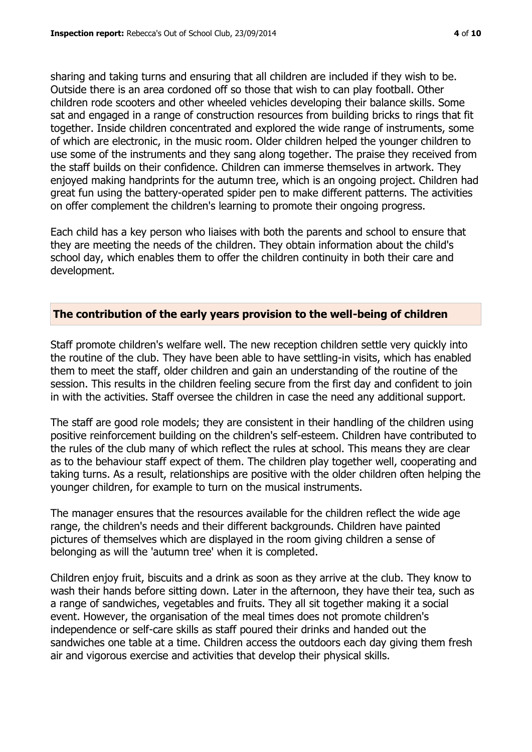sharing and taking turns and ensuring that all children are included if they wish to be. Outside there is an area cordoned off so those that wish to can play football. Other children rode scooters and other wheeled vehicles developing their balance skills. Some sat and engaged in a range of construction resources from building bricks to rings that fit together. Inside children concentrated and explored the wide range of instruments, some of which are electronic, in the music room. Older children helped the younger children to use some of the instruments and they sang along together. The praise they received from the staff builds on their confidence. Children can immerse themselves in artwork. They enjoyed making handprints for the autumn tree, which is an ongoing project. Children had great fun using the battery-operated spider pen to make different patterns. The activities on offer complement the children's learning to promote their ongoing progress.

Each child has a key person who liaises with both the parents and school to ensure that they are meeting the needs of the children. They obtain information about the child's school day, which enables them to offer the children continuity in both their care and development.

## The contribution of the early years provision to the well-being of children

Staff promote children's welfare well. The new reception children settle very quickly into the routine of the club. They have been able to have settling-in visits, which has enabled them to meet the staff, older children and gain an understanding of the routine of the session. This results in the children feeling secure from the first day and confident to join in with the activities. Staff oversee the children in case the need any additional support.

The staff are good role models; they are consistent in their handling of the children using positive reinforcement building on the children's self-esteem. Children have contributed to the rules of the club many of which reflect the rules at school. This means they are clear as to the behaviour staff expect of them. The children play together well, cooperating and taking turns. As a result, relationships are positive with the older children often helping the younger children, for example to turn on the musical instruments.

The manager ensures that the resources available for the children reflect the wide age range, the children's needs and their different backgrounds. Children have painted pictures of themselves which are displayed in the room giving children a sense of belonging as will the 'autumn tree' when it is completed.

Children enjoy fruit, biscuits and a drink as soon as they arrive at the club. They know to wash their hands before sitting down. Later in the afternoon, they have their tea, such as a range of sandwiches, vegetables and fruits. They all sit together making it a social event. However, the organisation of the meal times does not promote children's independence or self-care skills as staff poured their drinks and handed out the sandwiches one table at a time. Children access the outdoors each day giving them fresh air and vigorous exercise and activities that develop their physical skills.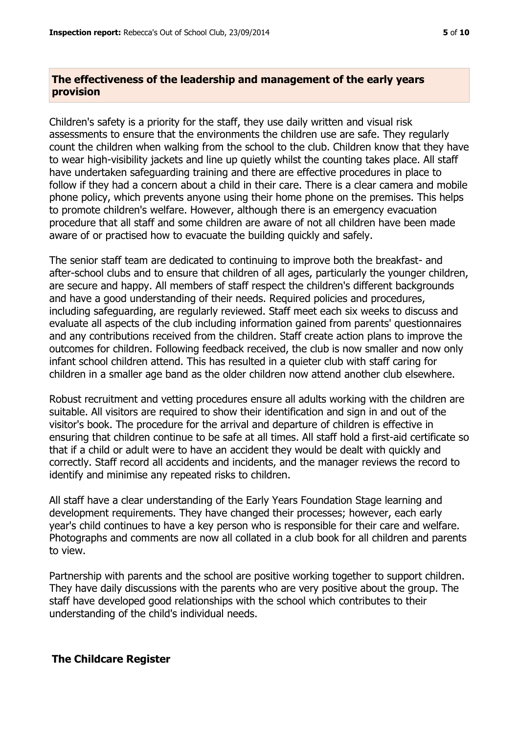## The effectiveness of the leadership and management of the early years provision

Children's safety is a priority for the staff, they use daily written and visual risk assessments to ensure that the environments the children use are safe. They regularly count the children when walking from the school to the club. Children know that they have to wear high-visibility jackets and line up quietly whilst the counting takes place. All staff have undertaken safeguarding training and there are effective procedures in place to follow if they had a concern about a child in their care. There is a clear camera and mobile phone policy, which prevents anyone using their home phone on the premises. This helps to promote children's welfare. However, although there is an emergency evacuation procedure that all staff and some children are aware of not all children have been made aware of or practised how to evacuate the building quickly and safely.

The senior staff team are dedicated to continuing to improve both the breakfast- and after-school clubs and to ensure that children of all ages, particularly the younger children, are secure and happy. All members of staff respect the children's different backgrounds and have a good understanding of their needs. Required policies and procedures, including safeguarding, are regularly reviewed. Staff meet each six weeks to discuss and evaluate all aspects of the club including information gained from parents' questionnaires and any contributions received from the children. Staff create action plans to improve the outcomes for children. Following feedback received, the club is now smaller and now only infant school children attend. This has resulted in a quieter club with staff caring for children in a smaller age band as the older children now attend another club elsewhere.

Robust recruitment and vetting procedures ensure all adults working with the children are suitable. All visitors are required to show their identification and sign in and out of the visitor's book. The procedure for the arrival and departure of children is effective in ensuring that children continue to be safe at all times. All staff hold a first-aid certificate so that if a child or adult were to have an accident they would be dealt with quickly and correctly. Staff record all accidents and incidents, and the manager reviews the record to identify and minimise any repeated risks to children.

All staff have a clear understanding of the Early Years Foundation Stage learning and development requirements. They have changed their processes; however, each early year's child continues to have a key person who is responsible for their care and welfare. Photographs and comments are now all collated in a club book for all children and parents to view.

Partnership with parents and the school are positive working together to support children. They have daily discussions with the parents who are very positive about the group. The staff have developed good relationships with the school which contributes to their understanding of the child's individual needs.

## The Childcare Register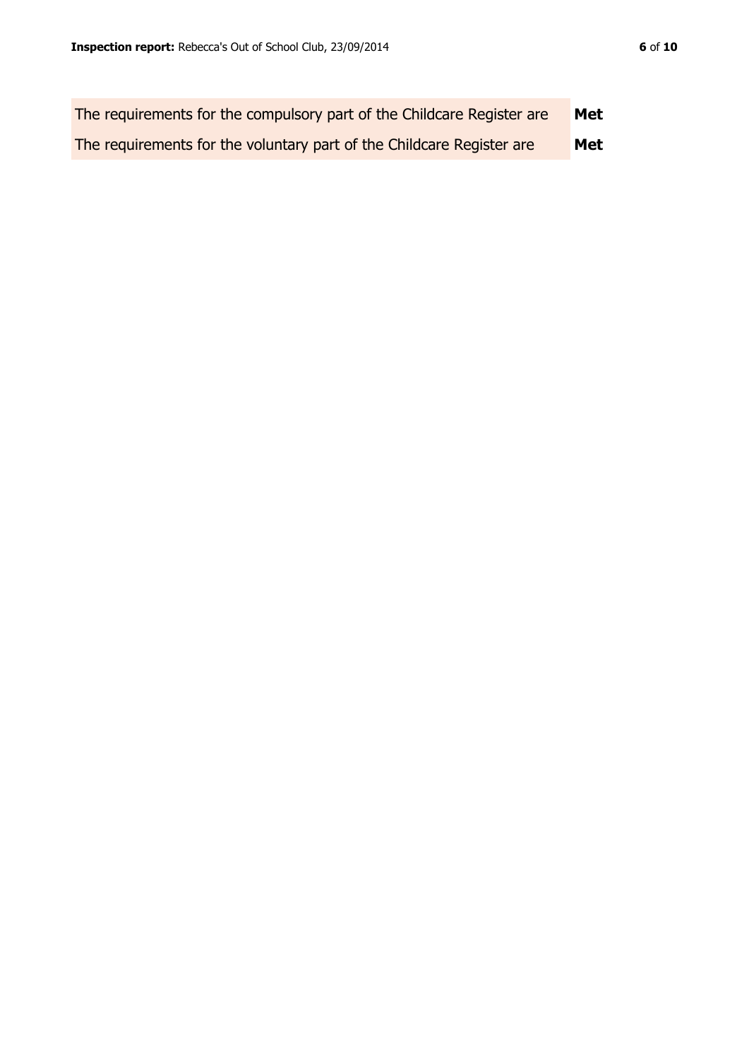| | |
|---|---|
| The requirements for the compulsory part of the Childcare Register are | **Met** |
| The requirements for the voluntary part of the Childcare Register are | **Met** |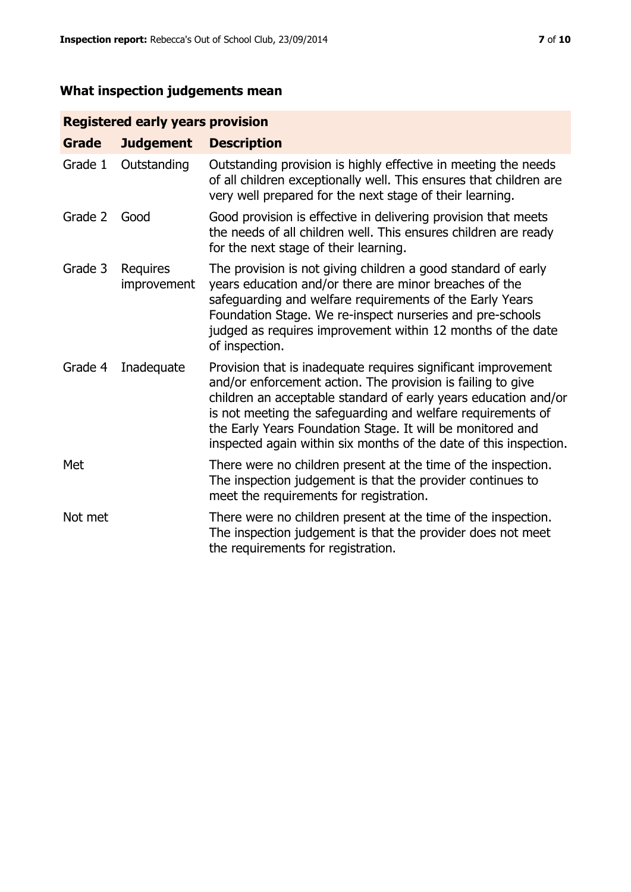## What inspection judgements mean

| Registered early years provision | | |
|---|---|---|
| **Grade** | **Judgement** | **Description** |
| Grade 1 | Outstanding | Outstanding provision is highly effective in meeting the needs of all children exceptionally well. This ensures that children are very well prepared for the next stage of their learning. |
| Grade 2 | Good | Good provision is effective in delivering provision that meets the needs of all children well. This ensures children are ready for the next stage of their learning. |
| Grade 3 | Requires improvement | The provision is not giving children a good standard of early years education and/or there are minor breaches of the safeguarding and welfare requirements of the Early Years Foundation Stage. We re-inspect nurseries and pre-schools judged as requires improvement within 12 months of the date of inspection. |
| Grade 4 | Inadequate | Provision that is inadequate requires significant improvement and/or enforcement action. The provision is failing to give children an acceptable standard of early years education and/or is not meeting the safeguarding and welfare requirements of the Early Years Foundation Stage. It will be monitored and inspected again within six months of the date of this inspection. |
| Met | | There were no children present at the time of the inspection. The inspection judgement is that the provider continues to meet the requirements for registration. |
| Not met | | There were no children present at the time of the inspection. The inspection judgement is that the provider does not meet the requirements for registration. |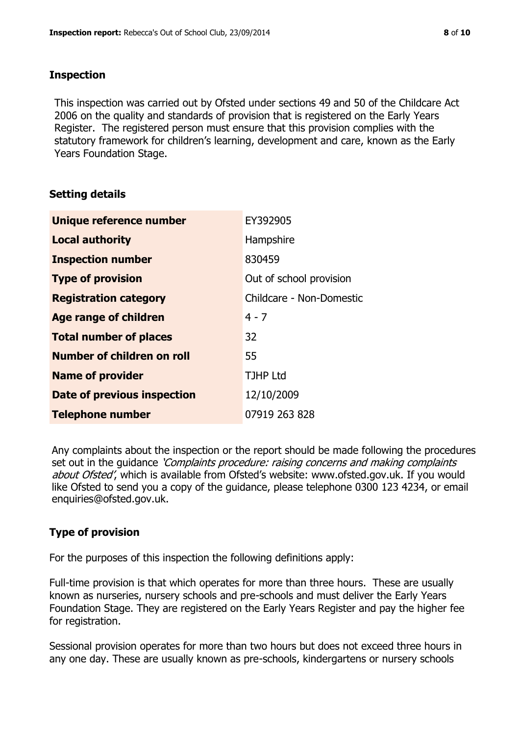## Inspection

This inspection was carried out by Ofsted under sections 49 and 50 of the Childcare Act 2006 on the quality and standards of provision that is registered on the Early Years Register. The registered person must ensure that this provision complies with the statutory framework for children's learning, development and care, known as the Early Years Foundation Stage.

## Setting details

| | |
|---|---|
| **Unique reference number** | EY392905 |
| **Local authority** | Hampshire |
| **Inspection number** | 830459 |
| **Type of provision** | Out of school provision |
| **Registration category** | Childcare - Non-Domestic |
| **Age range of children** | 4 - 7 |
| **Total number of places** | 32 |
| **Number of children on roll** | 55 |
| **Name of provider** | TJHP Ltd |
| **Date of previous inspection** | 12/10/2009 |
| **Telephone number** | 07919 263 828 |

Any complaints about the inspection or the report should be made following the procedures set out in the guidance *'Complaints procedure: raising concerns and making complaints about Ofsted'*, which is available from Ofsted's website: www.ofsted.gov.uk. If you would like Ofsted to send you a copy of the guidance, please telephone 0300 123 4234, or email enquiries@ofsted.gov.uk.

## Type of provision

For the purposes of this inspection the following definitions apply:

Full-time provision is that which operates for more than three hours. These are usually known as nurseries, nursery schools and pre-schools and must deliver the Early Years Foundation Stage. They are registered on the Early Years Register and pay the higher fee for registration.

Sessional provision operates for more than two hours but does not exceed three hours in any one day. These are usually known as pre-schools, kindergartens or nursery schools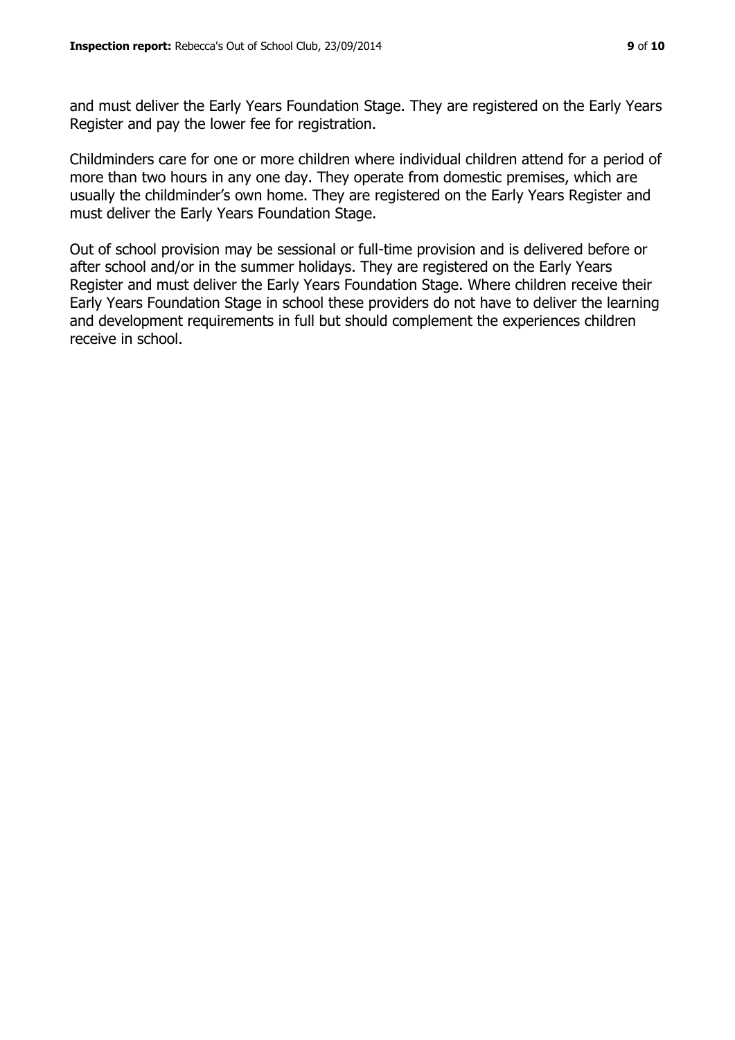and must deliver the Early Years Foundation Stage. They are registered on the Early Years Register and pay the lower fee for registration.

Childminders care for one or more children where individual children attend for a period of more than two hours in any one day. They operate from domestic premises, which are usually the childminder's own home. They are registered on the Early Years Register and must deliver the Early Years Foundation Stage.

Out of school provision may be sessional or full-time provision and is delivered before or after school and/or in the summer holidays. They are registered on the Early Years Register and must deliver the Early Years Foundation Stage. Where children receive their Early Years Foundation Stage in school these providers do not have to deliver the learning and development requirements in full but should complement the experiences children receive in school.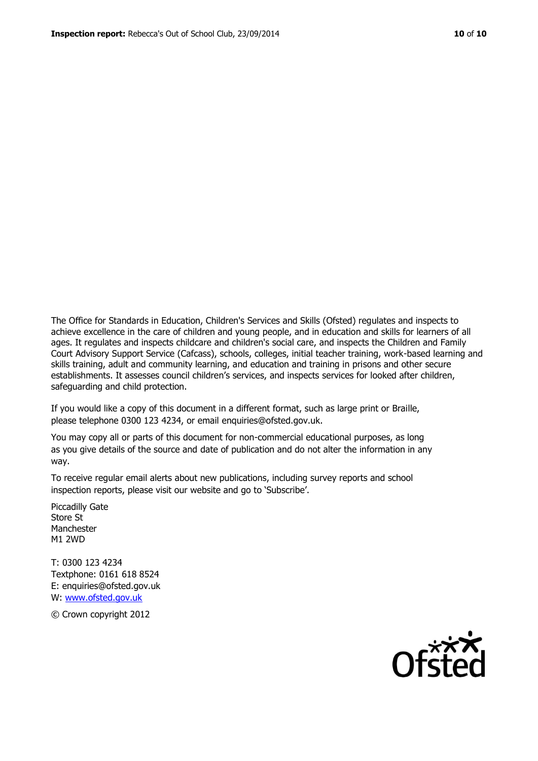The Office for Standards in Education, Children's Services and Skills (Ofsted) regulates and inspects to achieve excellence in the care of children and young people, and in education and skills for learners of all ages. It regulates and inspects childcare and children's social care, and inspects the Children and Family Court Advisory Support Service (Cafcass), schools, colleges, initial teacher training, work-based learning and skills training, adult and community learning, and education and training in prisons and other secure establishments. It assesses council children's services, and inspects services for looked after children, safeguarding and child protection.

If you would like a copy of this document in a different format, such as large print or Braille, please telephone 0300 123 4234, or email enquiries@ofsted.gov.uk.

You may copy all or parts of this document for non-commercial educational purposes, as long as you give details of the source and date of publication and do not alter the information in any way.

To receive regular email alerts about new publications, including survey reports and school inspection reports, please visit our website and go to 'Subscribe'.

Piccadilly Gate
Store St
Manchester
M1 2WD

T: 0300 123 4234
Textphone: 0161 618 8524
E: enquiries@ofsted.gov.uk
W: www.ofsted.gov.uk

© Crown copyright 2012

Ofsted